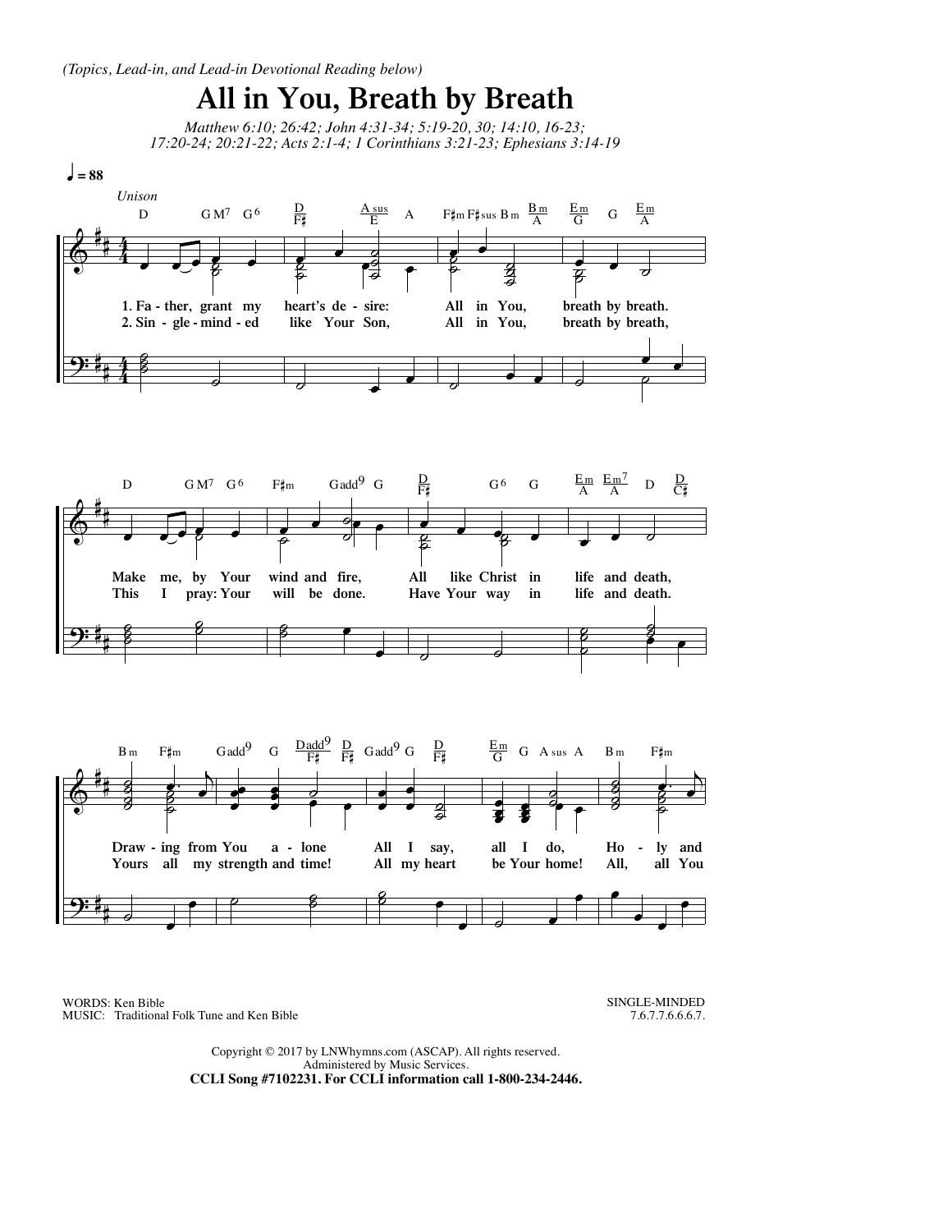*(Topics, Lead-in, and Lead-in Devotional Reading below)*

# All in You, Breath by Breath

*Matthew 6:10; 26:42; John 4:31-34; 5:19-20, 30; 14:10, 16-23; 17:20-24; 20:21-22; Acts 2:1-4; 1 Corinthians 3:21-23; Ephesians 3:14-19*

♩ = 88

*Unison*

1. Fa - ther, grant my heart's de - sire: All in You, breath by breath. Make me, by Your wind and fire, All like Christ in life and death, Draw - ing from You a - lone All I say, all I do, Ho - ly and
2. Sin - gle - mind - ed like Your Son, All in You, breath by breath, This I pray: Your will be done. Have Your way in life and death. Yours all my strength and time! All my heart be Your home! All, all You

WORDS: Ken Bible
MUSIC: Traditional Folk Tune and Ken Bible

SINGLE-MINDED
7.6.7.7.6.6.6.7.

Copyright © 2017 by LNWhymns.com (ASCAP). All rights reserved.
Administered by Music Services.
**CCLI Song #7102231. For CCLI information call 1-800-234-2446.**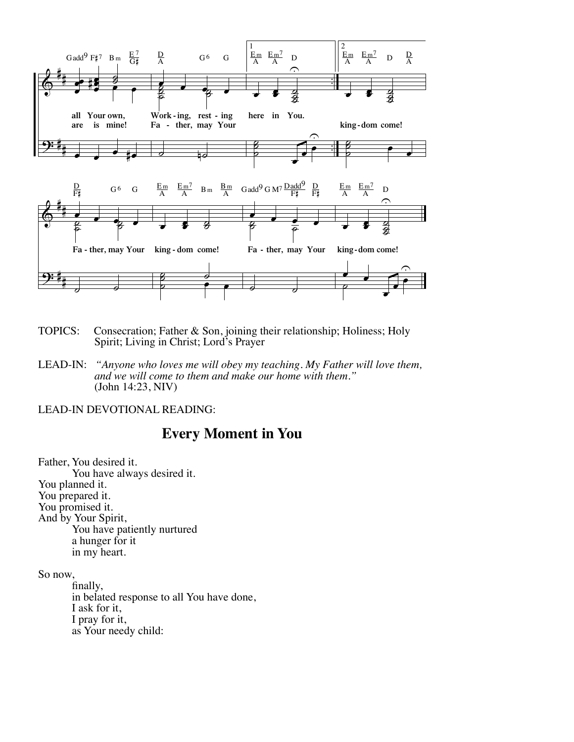TOPICS: Consecration; Father & Son, joining their relationship; Holiness; Holy Spirit; Living in Christ; Lord's Prayer

LEAD-IN: *"Anyone who loves me will obey my teaching. My Father will love them, and we will come to them and make our home with them."* (John 14:23, NIV)

LEAD-IN DEVOTIONAL READING:

## Every Moment in You

Father, You desired it.
You have always desired it.
You planned it.
You prepared it.
You promised it.
And by Your Spirit,
You have patiently nurtured
a hunger for it
in my heart.

So now,
finally,
in belated response to all You have done,
I ask for it,
I pray for it,
as Your needy child: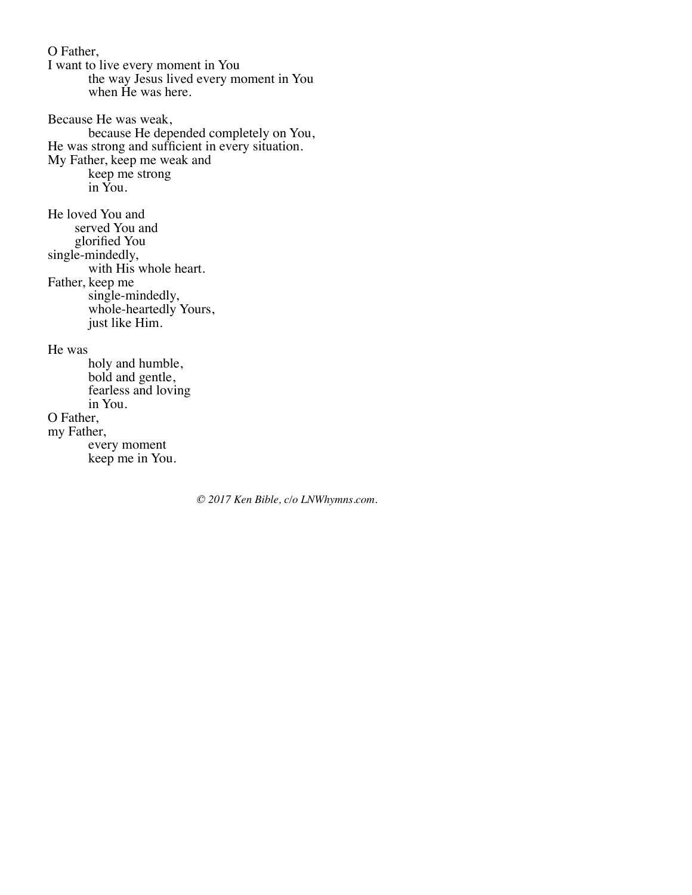O Father,
I want to live every moment in You
the way Jesus lived every moment in You
when He was here.

Because He was weak,
because He depended completely on You,
He was strong and sufficient in every situation.
My Father, keep me weak and
keep me strong
in You.

He loved You and
served You and
glorified You
single-mindedly,
with His whole heart.
Father, keep me
single-mindedly,
whole-heartedly Yours,
just like Him.

He was
holy and humble,
bold and gentle,
fearless and loving
in You.
O Father,
my Father,
every moment
keep me in You.

*© 2017 Ken Bible, c/o LNWhymns.com.*